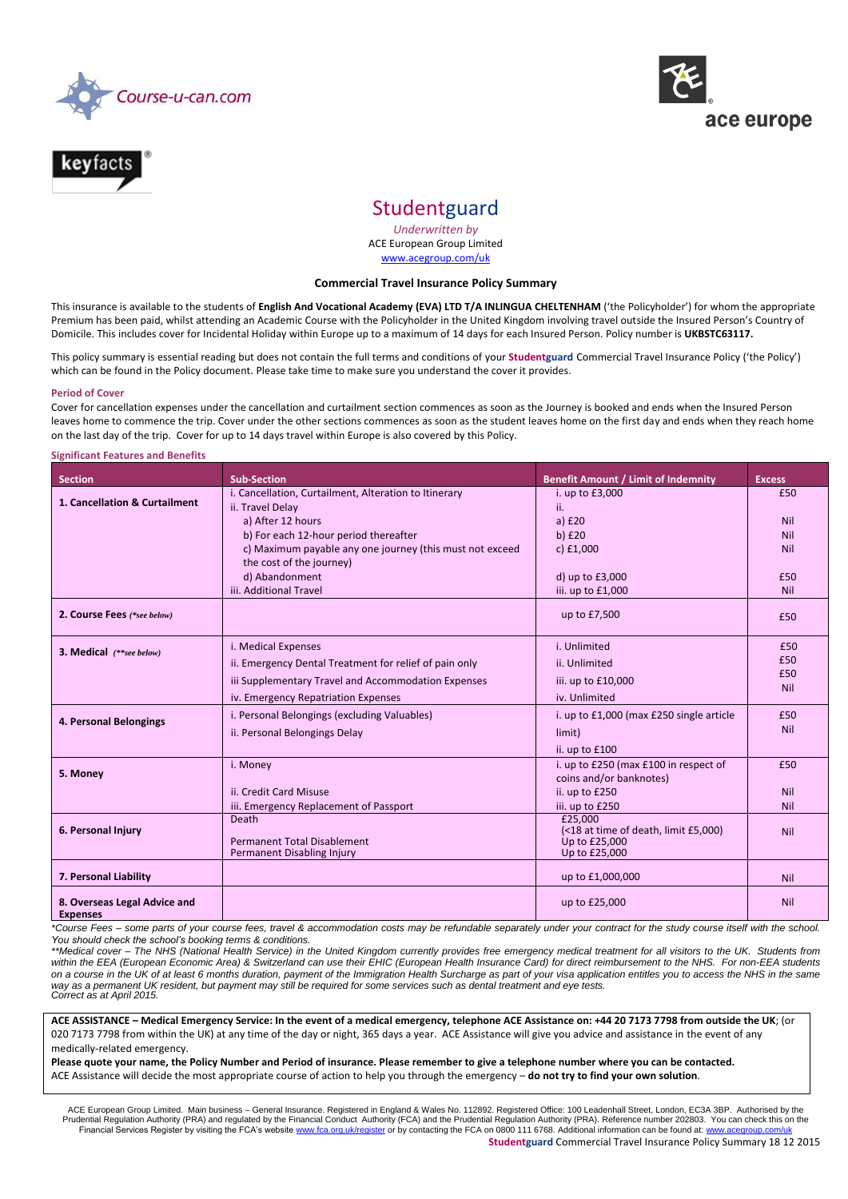Course-u-can.com

ace europe

keyfacts®

# Studentguard

*Underwritten by*
ACE European Group Limited
www.acegroup.com/uk

### Commercial Travel Insurance Policy Summary

This insurance is available to the students of **English And Vocational Academy (EVA) LTD T/A INLINGUA CHELTENHAM** ('the Policyholder') for whom the appropriate Premium has been paid, whilst attending an Academic Course with the Policyholder in the United Kingdom involving travel outside the Insured Person's Country of Domicile. This includes cover for Incidental Holiday within Europe up to a maximum of 14 days for each Insured Person. Policy number is **UKBSTC63117.**

This policy summary is essential reading but does not contain the full terms and conditions of your **Studentguard** Commercial Travel Insurance Policy ('the Policy') which can be found in the Policy document. Please take time to make sure you understand the cover it provides.

**Period of Cover**

Cover for cancellation expenses under the cancellation and curtailment section commences as soon as the Journey is booked and ends when the Insured Person leaves home to commence the trip. Cover under the other sections commences as soon as the student leaves home on the first day and ends when they reach home on the last day of the trip. Cover for up to 14 days travel within Europe is also covered by this Policy.

**Significant Features and Benefits**

| Section | Sub-Section | Benefit Amount / Limit of Indemnity | Excess |
|---|---|---|---|
| **1. Cancellation & Curtailment** | i. Cancellation, Curtailment, Alteration to Itinerary<br>ii. Travel Delay<br>a) After 12 hours<br>b) For each 12-hour period thereafter<br>c) Maximum payable any one journey (this must not exceed the cost of the journey)<br>d) Abandonment<br>iii. Additional Travel | i. up to £3,000<br>ii.<br>a) £20<br>b) £20<br>c) £1,000<br><br>d) up to £3,000<br>iii. up to £1,000 | £50<br><br>Nil<br>Nil<br>Nil<br><br>£50<br>Nil |
| **2. Course Fees** *(\*see below)* | | up to £7,500 | £50 |
| **3. Medical** *(\*\*see below)* | i. Medical Expenses<br>ii. Emergency Dental Treatment for relief of pain only<br>iii Supplementary Travel and Accommodation Expenses<br>iv. Emergency Repatriation Expenses | i. Unlimited<br>ii. Unlimited<br>iii. up to £10,000<br>iv. Unlimited | £50<br>£50<br>£50<br>Nil |
| **4. Personal Belongings** | i. Personal Belongings (excluding Valuables)<br>ii. Personal Belongings Delay | i. up to £1,000 (max £250 single article limit)<br>ii. up to £100 | £50<br>Nil |
| **5. Money** | i. Money<br><br>ii. Credit Card Misuse<br>iii. Emergency Replacement of Passport | i. up to £250 (max £100 in respect of coins and/or banknotes)<br>ii. up to £250<br>iii. up to £250 | £50<br><br>Nil<br>Nil |
| **6. Personal Injury** | Death<br><br>Permanent Total Disablement<br>Permanent Disabling Injury | £25,000<br>(<18 at time of death, limit £5,000)<br>Up to £25,000<br>Up to £25,000 | Nil |
| **7. Personal Liability** | | up to £1,000,000 | Nil |
| **8. Overseas Legal Advice and Expenses** | | up to £25,000 | Nil |

*\*Course Fees – some parts of your course fees, travel & accommodation costs may be refundable separately under your contract for the study course itself with the school. You should check the school's booking terms & conditions.*
*\*\*Medical cover – The NHS (National Health Service) in the United Kingdom currently provides free emergency medical treatment for all visitors to the UK. Students from within the EEA (European Economic Area) & Switzerland can use their EHIC (European Health Insurance Card) for direct reimbursement to the NHS. For non-EEA students on a course in the UK of at least 6 months duration, payment of the Immigration Health Surcharge as part of your visa application entitles you to access the NHS in the same way as a permanent UK resident, but payment may still be required for some services such as dental treatment and eye tests.*
*Correct as at April 2015.*

**ACE ASSISTANCE – Medical Emergency Service: In the event of a medical emergency, telephone ACE Assistance on: +44 20 7173 7798 from outside the UK**; (or 020 7173 7798 from within the UK) at any time of the day or night, 365 days a year. ACE Assistance will give you advice and assistance in the event of any medically-related emergency.
**Please quote your name, the Policy Number and Period of insurance. Please remember to give a telephone number where you can be contacted.**
ACE Assistance will decide the most appropriate course of action to help you through the emergency – **do not try to find your own solution**.

ACE European Group Limited. Main business – General Insurance. Registered in England & Wales No. 112892. Registered Office: 100 Leadenhall Street, London, EC3A 3BP. Authorised by the Prudential Regulation Authority (PRA) and regulated by the Financial Conduct Authority (FCA) and the Prudential Regulation Authority (PRA). Reference number 202803. You can check this on the Financial Services Register by visiting the FCA's website www.fca.org.uk/register or by contacting the FCA on 0800 111 6768. Additional information can be found at: www.acegroup.com/uk

**Studentguard** Commercial Travel Insurance Policy Summary 18 12 2015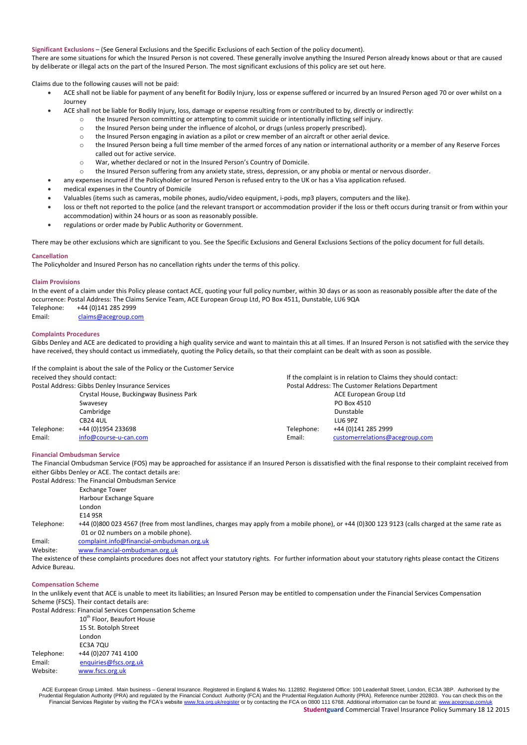**Significant Exclusions** – (See General Exclusions and the Specific Exclusions of each Section of the policy document).

There are some situations for which the Insured Person is not covered. These generally involve anything the Insured Person already knows about or that are caused by deliberate or illegal acts on the part of the Insured Person. The most significant exclusions of this policy are set out here.

Claims due to the following causes will not be paid:

- ACE shall not be liable for payment of any benefit for Bodily Injury, loss or expense suffered or incurred by an Insured Person aged 70 or over whilst on a Journey
- ACE shall not be liable for Bodily Injury, loss, damage or expense resulting from or contributed to by, directly or indirectly:
    - the Insured Person committing or attempting to commit suicide or intentionally inflicting self injury.
    - the Insured Person being under the influence of alcohol, or drugs (unless properly prescribed).
    - the Insured Person engaging in aviation as a pilot or crew member of an aircraft or other aerial device.
    - the Insured Person being a full time member of the armed forces of any nation or international authority or a member of any Reserve Forces called out for active service.
    - War, whether declared or not in the Insured Person's Country of Domicile.
    - the Insured Person suffering from any anxiety state, stress, depression, or any phobia or mental or nervous disorder.
- any expenses incurred if the Policyholder or Insured Person is refused entry to the UK or has a Visa application refused.
- medical expenses in the Country of Domicile
- Valuables (items such as cameras, mobile phones, audio/video equipment, i-pods, mp3 players, computers and the like).
- loss or theft not reported to the police (and the relevant transport or accommodation provider if the loss or theft occurs during transit or from within your accommodation) within 24 hours or as soon as reasonably possible.
- regulations or order made by Public Authority or Government.

There may be other exclusions which are significant to you. See the Specific Exclusions and General Exclusions Sections of the policy document for full details.

**Cancellation**

The Policyholder and Insured Person has no cancellation rights under the terms of this policy.

**Claim Provisions**

In the event of a claim under this Policy please contact ACE, quoting your full policy number, within 30 days or as soon as reasonably possible after the date of the occurrence: Postal Address: The Claims Service Team, ACE European Group Ltd, PO Box 4511, Dunstable, LU6 9QA

Telephone: +44 (0)141 285 2999
Email: claims@acegroup.com

**Complaints Procedures**

Gibbs Denley and ACE are dedicated to providing a high quality service and want to maintain this at all times. If an Insured Person is not satisfied with the service they have received, they should contact us immediately, quoting the Policy details, so that their complaint can be dealt with as soon as possible.

If the complaint is about the sale of the Policy or the Customer Service received they should contact:

Postal Address: Gibbs Denley Insurance Services
Crystal House, Buckingway Business Park
Swavesey
Cambridge
CB24 4UL
Telephone: +44 (0)1954 233698
Email: info@course-u-can.com

If the complaint is in relation to Claims they should contact:

Postal Address: The Customer Relations Department
ACE European Group Ltd
PO Box 4510
Dunstable
LU6 9PZ
Telephone: +44 (0)141 285 2999
Email: customerrelations@acegroup.com

**Financial Ombudsman Service**

The Financial Ombudsman Service (FOS) may be approached for assistance if an Insured Person is dissatisfied with the final response to their complaint received from either Gibbs Denley or ACE. The contact details are:

Postal Address: The Financial Ombudsman Service
Exchange Tower
Harbour Exchange Square
London
E14 9SR
Telephone: +44 (0)800 023 4567 (free from most landlines, charges may apply from a mobile phone), or +44 (0)300 123 9123 (calls charged at the same rate as 01 or 02 numbers on a mobile phone).
Email: complaint.info@financial-ombudsman.org.uk
Website: www.financial-ombudsman.org.uk

The existence of these complaints procedures does not affect your statutory rights. For further information about your statutory rights please contact the Citizens Advice Bureau.

**Compensation Scheme**

In the unlikely event that ACE is unable to meet its liabilities; an Insured Person may be entitled to compensation under the Financial Services Compensation Scheme (FSCS). Their contact details are:

Postal Address: Financial Services Compensation Scheme
10th Floor, Beaufort House
15 St. Botolph Street
London
EC3A 7QU
Telephone: +44 (0)207 741 4100
Email: enquiries@fscs.org.uk
Website: www.fscs.org.uk

ACE European Group Limited. Main business – General Insurance. Registered in England & Wales No. 112892. Registered Office: 100 Leadenhall Street, London, EC3A 3BP. Authorised by the Prudential Regulation Authority (PRA) and regulated by the Financial Conduct Authority (FCA) and the Prudential Regulation Authority (PRA). Reference number 202803. You can check this on the Financial Services Register by visiting the FCA's website www.fca.org.uk/register or by contacting the FCA on 0800 111 6768. Additional information can be found at: www.acegroup.com/uk

**Studentguard** Commercial Travel Insurance Policy Summary 18 12 2015